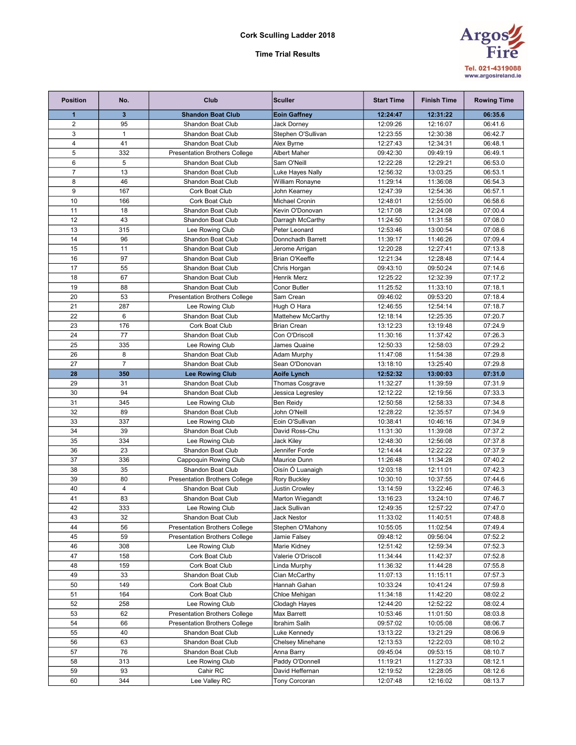# Cork Sculling Ladder 2018

## Time Trial Results

Argos Fire
Tel. 021-4319088
www.argosireland.ie

| Position | No. | Club | Sculler | Start Time | Finish Time | Rowing Time |
|---|---|---|---|---|---|---|
| **1** | **3** | **Shandon Boat Club** | **Eoin Gaffney** | **12:24:47** | **12:31:22** | **06:35.6** |
| 2 | 95 | Shandon Boat Club | Jack Dorney | 12:09:26 | 12:16:07 | 06:41.6 |
| 3 | 1 | Shandon Boat Club | Stephen O'Sullivan | 12:23:55 | 12:30:38 | 06:42.7 |
| 4 | 41 | Shandon Boat Club | Alex Byrne | 12:27:43 | 12:34:31 | 06:48.1 |
| 5 | 332 | Presentation Brothers College | Albert Maher | 09:42:30 | 09:49:19 | 06:49.1 |
| 6 | 5 | Shandon Boat Club | Sam O'Neill | 12:22:28 | 12:29:21 | 06:53.0 |
| 7 | 13 | Shandon Boat Club | Luke Hayes Nally | 12:56:32 | 13:03:25 | 06:53.1 |
| 8 | 46 | Shandon Boat Club | William Ronayne | 11:29:14 | 11:36:08 | 06:54.3 |
| 9 | 167 | Cork Boat Club | John Kearney | 12:47:39 | 12:54:36 | 06:57.1 |
| 10 | 166 | Cork Boat Club | Michael Cronin | 12:48:01 | 12:55:00 | 06:58.6 |
| 11 | 18 | Shandon Boat Club | Kevin O'Donovan | 12:17:08 | 12:24:08 | 07:00.4 |
| 12 | 43 | Shandon Boat Club | Darragh McCarthy | 11:24:50 | 11:31:58 | 07:08.0 |
| 13 | 315 | Lee Rowing Club | Peter Leonard | 12:53:46 | 13:00:54 | 07:08.6 |
| 14 | 96 | Shandon Boat Club | Donnchadh Barrett | 11:39:17 | 11:46:26 | 07:09.4 |
| 15 | 11 | Shandon Boat Club | Jerome Arrigan | 12:20:28 | 12:27:41 | 07:13.8 |
| 16 | 97 | Shandon Boat Club | Brian O'Keeffe | 12:21:34 | 12:28:48 | 07:14.4 |
| 17 | 55 | Shandon Boat Club | Chris Horgan | 09:43:10 | 09:50:24 | 07:14.6 |
| 18 | 67 | Shandon Boat Club | Henrik Merz | 12:25:22 | 12:32:39 | 07:17.2 |
| 19 | 88 | Shandon Boat Club | Conor Butler | 11:25:52 | 11:33:10 | 07:18.1 |
| 20 | 53 | Presentation Brothers College | Sam Crean | 09:46:02 | 09:53:20 | 07:18.4 |
| 21 | 287 | Lee Rowing Club | Hugh O Hara | 12:46:55 | 12:54:14 | 07:18.7 |
| 22 | 6 | Shandon Boat Club | Mattehew McCarthy | 12:18:14 | 12:25:35 | 07:20.7 |
| 23 | 176 | Cork Boat Club | Brian Crean | 13:12:23 | 13:19:48 | 07:24.9 |
| 24 | 77 | Shandon Boat Club | Con O'Driscoll | 11:30:16 | 11:37:42 | 07:26.3 |
| 25 | 335 | Lee Rowing Club | James Quaine | 12:50:33 | 12:58:03 | 07:29.2 |
| 26 | 8 | Shandon Boat Club | Adam Murphy | 11:47:08 | 11:54:38 | 07:29.8 |
| 27 | 7 | Shandon Boat Club | Sean O'Donovan | 13:18:10 | 13:25:40 | 07:29.8 |
| **28** | **350** | **Lee Rowing Club** | **Aoife Lynch** | **12:52:32** | **13:00:03** | **07:31.0** |
| 29 | 31 | Shandon Boat Club | Thomas Cosgrave | 11:32:27 | 11:39:59 | 07:31.9 |
| 30 | 94 | Shandon Boat Club | Jessica Legresley | 12:12:22 | 12:19:56 | 07:33.3 |
| 31 | 345 | Lee Rowing Club | Ben Reidy | 12:50:58 | 12:58:33 | 07:34.8 |
| 32 | 89 | Shandon Boat Club | John O'Neill | 12:28:22 | 12:35:57 | 07:34.9 |
| 33 | 337 | Lee Rowing Club | Eoin O'Sullivan | 10:38:41 | 10:46:16 | 07:34.9 |
| 34 | 39 | Shandon Boat Club | David Ross-Chu | 11:31:30 | 11:39:08 | 07:37.2 |
| 35 | 334 | Lee Rowing Club | Jack Kiley | 12:48:30 | 12:56:08 | 07:37.8 |
| 36 | 23 | Shandon Boat Club | Jennifer Forde | 12:14:44 | 12:22:22 | 07:37.9 |
| 37 | 336 | Cappoquin Rowing Club | Maurice Dunn | 11:26:48 | 11:34:28 | 07:40.2 |
| 38 | 35 | Shandon Boat Club | Oisín Ó Luanaigh | 12:03:18 | 12:11:01 | 07:42.3 |
| 39 | 80 | Presentation Brothers College | Rory Buckley | 10:30:10 | 10:37:55 | 07:44.6 |
| 40 | 4 | Shandon Boat Club | Justin Crowley | 13:14:59 | 13:22:46 | 07:46.3 |
| 41 | 83 | Shandon Boat Club | Marton Wiegandt | 13:16:23 | 13:24:10 | 07:46.7 |
| 42 | 333 | Lee Rowing Club | Jack Sullivan | 12:49:35 | 12:57:22 | 07:47.0 |
| 43 | 32 | Shandon Boat Club | Jack Nestor | 11:33:02 | 11:40:51 | 07:48.8 |
| 44 | 56 | Presentation Brothers College | Stephen O'Mahony | 10:55:05 | 11:02:54 | 07:49.4 |
| 45 | 59 | Presentation Brothers College | Jamie Falsey | 09:48:12 | 09:56:04 | 07:52.2 |
| 46 | 308 | Lee Rowing Club | Marie Kidney | 12:51:42 | 12:59:34 | 07:52.3 |
| 47 | 158 | Cork Boat Club | Valerie O'Driscoll | 11:34:44 | 11:42:37 | 07:52.8 |
| 48 | 159 | Cork Boat Club | Linda Murphy | 11:36:32 | 11:44:28 | 07:55.8 |
| 49 | 33 | Shandon Boat Club | Cian McCarthy | 11:07:13 | 11:15:11 | 07:57.3 |
| 50 | 149 | Cork Boat Club | Hannah Gahan | 10:33:24 | 10:41:24 | 07:59.8 |
| 51 | 164 | Cork Boat Club | Chloe Mehigan | 11:34:18 | 11:42:20 | 08:02.2 |
| 52 | 258 | Lee Rowing Club | Clodagh Hayes | 12:44:20 | 12:52:22 | 08:02.4 |
| 53 | 62 | Presentation Brothers College | Max Barrett | 10:53:46 | 11:01:50 | 08:03.8 |
| 54 | 66 | Presentation Brothers College | Ibrahim Salih | 09:57:02 | 10:05:08 | 08:06.7 |
| 55 | 40 | Shandon Boat Club | Luke Kennedy | 13:13:22 | 13:21:29 | 08:06.9 |
| 56 | 63 | Shandon Boat Club | Chelsey Minehane | 12:13:53 | 12:22:03 | 08:10.2 |
| 57 | 76 | Shandon Boat Club | Anna Barry | 09:45:04 | 09:53:15 | 08:10.7 |
| 58 | 313 | Lee Rowing Club | Paddy O'Donnell | 11:19:21 | 11:27:33 | 08:12.1 |
| 59 | 93 | Cahir RC | David Heffernan | 12:19:52 | 12:28:05 | 08:12.6 |
| 60 | 344 | Lee Valley RC | Tony Corcoran | 12:07:48 | 12:16:02 | 08:13.7 |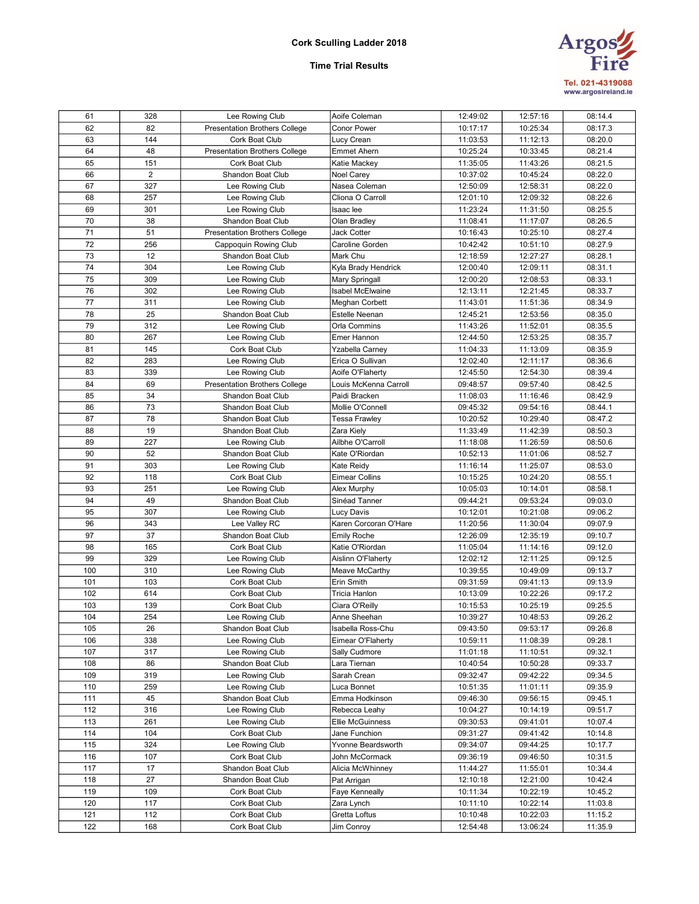# Cork Sculling Ladder 2018

## Time Trial Results

Argos Fire
Tel. 021-4319088
www.argosireland.ie

| | | | | | | |
|---|---|---|---|---|---|---|
| 61 | 328 | Lee Rowing Club | Aoife Coleman | 12:49:02 | 12:57:16 | 08:14.4 |
| 62 | 82 | Presentation Brothers College | Conor Power | 10:17:17 | 10:25:34 | 08:17.3 |
| 63 | 144 | Cork Boat Club | Lucy Crean | 11:03:53 | 11:12:13 | 08:20.0 |
| 64 | 48 | Presentation Brothers College | Emmet Ahern | 10:25:24 | 10:33:45 | 08:21.4 |
| 65 | 151 | Cork Boat Club | Katie Mackey | 11:35:05 | 11:43:26 | 08:21.5 |
| 66 | 2 | Shandon Boat Club | Noel Carey | 10:37:02 | 10:45:24 | 08:22.0 |
| 67 | 327 | Lee Rowing Club | Nasea Coleman | 12:50:09 | 12:58:31 | 08:22.0 |
| 68 | 257 | Lee Rowing Club | Cliona O Carroll | 12:01:10 | 12:09:32 | 08:22.6 |
| 69 | 301 | Lee Rowing Club | Isaac lee | 11:23:24 | 11:31:50 | 08:25.5 |
| 70 | 38 | Shandon Boat Club | Olan Bradley | 11:08:41 | 11:17:07 | 08:26.5 |
| 71 | 51 | Presentation Brothers College | Jack Cotter | 10:16:43 | 10:25:10 | 08:27.4 |
| 72 | 256 | Cappoquin Rowing Club | Caroline Gorden | 10:42:42 | 10:51:10 | 08:27.9 |
| 73 | 12 | Shandon Boat Club | Mark Chu | 12:18:59 | 12:27:27 | 08:28.1 |
| 74 | 304 | Lee Rowing Club | Kyla Brady Hendrick | 12:00:40 | 12:09:11 | 08:31.1 |
| 75 | 309 | Lee Rowing Club | Mary Springall | 12:00:20 | 12:08:53 | 08:33.1 |
| 76 | 302 | Lee Rowing Club | Isabel McElwaine | 12:13:11 | 12:21:45 | 08:33.7 |
| 77 | 311 | Lee Rowing Club | Meghan Corbett | 11:43:01 | 11:51:36 | 08:34.9 |
| 78 | 25 | Shandon Boat Club | Estelle Neenan | 12:45:21 | 12:53:56 | 08:35.0 |
| 79 | 312 | Lee Rowing Club | Orla Commins | 11:43:26 | 11:52:01 | 08:35.5 |
| 80 | 267 | Lee Rowing Club | Emer Hannon | 12:44:50 | 12:53:25 | 08:35.7 |
| 81 | 145 | Cork Boat Club | Yzabella Carney | 11:04:33 | 11:13:09 | 08:35.9 |
| 82 | 283 | Lee Rowing Club | Erica O Sullivan | 12:02:40 | 12:11:17 | 08:36.6 |
| 83 | 339 | Lee Rowing Club | Aoife O'Flaherty | 12:45:50 | 12:54:30 | 08:39.4 |
| 84 | 69 | Presentation Brothers College | Louis McKenna Carroll | 09:48:57 | 09:57:40 | 08:42.5 |
| 85 | 34 | Shandon Boat Club | Paidi Bracken | 11:08:03 | 11:16:46 | 08:42.9 |
| 86 | 73 | Shandon Boat Club | Mollie O'Connell | 09:45:32 | 09:54:16 | 08:44.1 |
| 87 | 78 | Shandon Boat Club | Tessa Frawley | 10:20:52 | 10:29:40 | 08:47.2 |
| 88 | 19 | Shandon Boat Club | Zara Kiely | 11:33:49 | 11:42:39 | 08:50.3 |
| 89 | 227 | Lee Rowing Club | Ailbhe O'Carroll | 11:18:08 | 11:26:59 | 08:50.6 |
| 90 | 52 | Shandon Boat Club | Kate O'Riordan | 10:52:13 | 11:01:06 | 08:52.7 |
| 91 | 303 | Lee Rowing Club | Kate Reidy | 11:16:14 | 11:25:07 | 08:53.0 |
| 92 | 118 | Cork Boat Club | Eimear Collins | 10:15:25 | 10:24:20 | 08:55.1 |
| 93 | 251 | Lee Rowing Club | Alex Murphy | 10:05:03 | 10:14:01 | 08:58.1 |
| 94 | 49 | Shandon Boat Club | Sinéad Tanner | 09:44:21 | 09:53:24 | 09:03.0 |
| 95 | 307 | Lee Rowing Club | Lucy Davis | 10:12:01 | 10:21:08 | 09:06.2 |
| 96 | 343 | Lee Valley RC | Karen Corcoran O'Hare | 11:20:56 | 11:30:04 | 09:07.9 |
| 97 | 37 | Shandon Boat Club | Emily Roche | 12:26:09 | 12:35:19 | 09:10.7 |
| 98 | 165 | Cork Boat Club | Katie O'Riordan | 11:05:04 | 11:14:16 | 09:12.0 |
| 99 | 329 | Lee Rowing Club | Aislinn O'Flaherty | 12:02:12 | 12:11:25 | 09:12.5 |
| 100 | 310 | Lee Rowing Club | Meave McCarthy | 10:39:55 | 10:49:09 | 09:13.7 |
| 101 | 103 | Cork Boat Club | Erin Smith | 09:31:59 | 09:41:13 | 09:13.9 |
| 102 | 614 | Cork Boat Club | Tricia Hanlon | 10:13:09 | 10:22:26 | 09:17.2 |
| 103 | 139 | Cork Boat Club | Ciara O'Reilly | 10:15:53 | 10:25:19 | 09:25.5 |
| 104 | 254 | Lee Rowing Club | Anne Sheehan | 10:39:27 | 10:48:53 | 09:26.2 |
| 105 | 26 | Shandon Boat Club | Isabella Ross-Chu | 09:43:50 | 09:53:17 | 09:26.8 |
| 106 | 338 | Lee Rowing Club | Eimear O'Flaherty | 10:59:11 | 11:08:39 | 09:28.1 |
| 107 | 317 | Lee Rowing Club | Sally Cudmore | 11:01:18 | 11:10:51 | 09:32.1 |
| 108 | 86 | Shandon Boat Club | Lara Tiernan | 10:40:54 | 10:50:28 | 09:33.7 |
| 109 | 319 | Lee Rowing Club | Sarah Crean | 09:32:47 | 09:42:22 | 09:34.5 |
| 110 | 259 | Lee Rowing Club | Luca Bonnet | 10:51:35 | 11:01:11 | 09:35.9 |
| 111 | 45 | Shandon Boat Club | Emma Hodkinson | 09:46:30 | 09:56:15 | 09:45.1 |
| 112 | 316 | Lee Rowing Club | Rebecca Leahy | 10:04:27 | 10:14:19 | 09:51.7 |
| 113 | 261 | Lee Rowing Club | Ellie McGuinness | 09:30:53 | 09:41:01 | 10:07.4 |
| 114 | 104 | Cork Boat Club | Jane Funchion | 09:31:27 | 09:41:42 | 10:14.8 |
| 115 | 324 | Lee Rowing Club | Yvonne Beardsworth | 09:34:07 | 09:44:25 | 10:17.7 |
| 116 | 107 | Cork Boat Club | John McCormack | 09:36:19 | 09:46:50 | 10:31.5 |
| 117 | 17 | Shandon Boat Club | Alicia McWhinney | 11:44:27 | 11:55:01 | 10:34.4 |
| 118 | 27 | Shandon Boat Club | Pat Arrigan | 12:10:18 | 12:21:00 | 10:42.4 |
| 119 | 109 | Cork Boat Club | Faye Kenneally | 10:11:34 | 10:22:19 | 10:45.2 |
| 120 | 117 | Cork Boat Club | Zara Lynch | 10:11:10 | 10:22:14 | 11:03.8 |
| 121 | 112 | Cork Boat Club | Gretta Loftus | 10:10:48 | 10:22:03 | 11:15.2 |
| 122 | 168 | Cork Boat Club | Jim Conroy | 12:54:48 | 13:06:24 | 11:35.9 |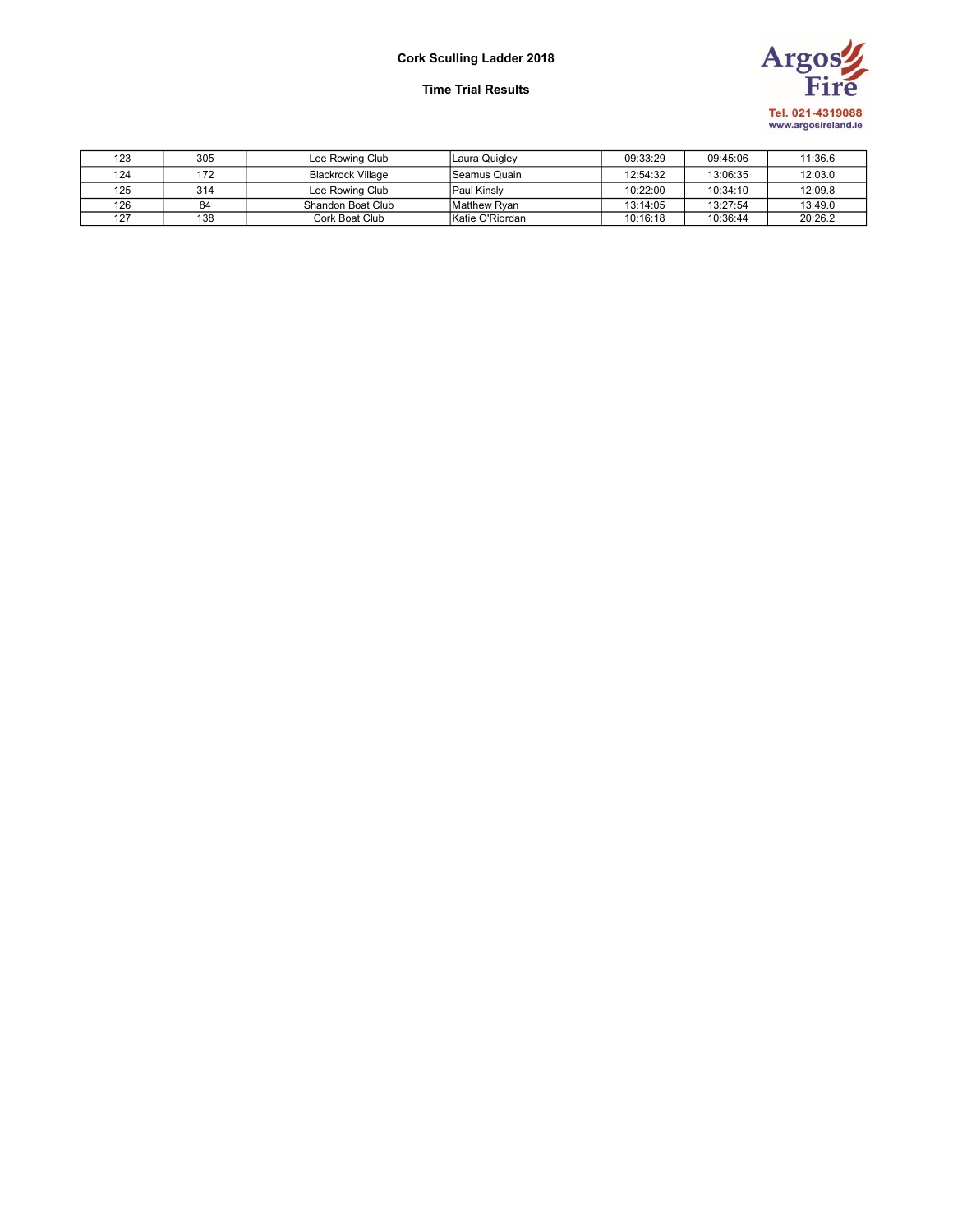**Cork Sculling Ladder 2018**

**Time Trial Results**

Argos Fire
Tel. 021-4319088
www.argosireland.ie

| | | | | | | |
|---|---|---|---|---|---|---|
| 123 | 305 | Lee Rowing Club | Laura Quigley | 09:33:29 | 09:45:06 | 11:36.6 |
| 124 | 172 | Blackrock Village | Seamus Quain | 12:54:32 | 13:06:35 | 12:03.0 |
| 125 | 314 | Lee Rowing Club | Paul Kinsly | 10:22:00 | 10:34:10 | 12:09.8 |
| 126 | 84 | Shandon Boat Club | Matthew Ryan | 13:14:05 | 13:27:54 | 13:49.0 |
| 127 | 138 | Cork Boat Club | Katie O'Riordan | 10:16:18 | 10:36:44 | 20:26.2 |